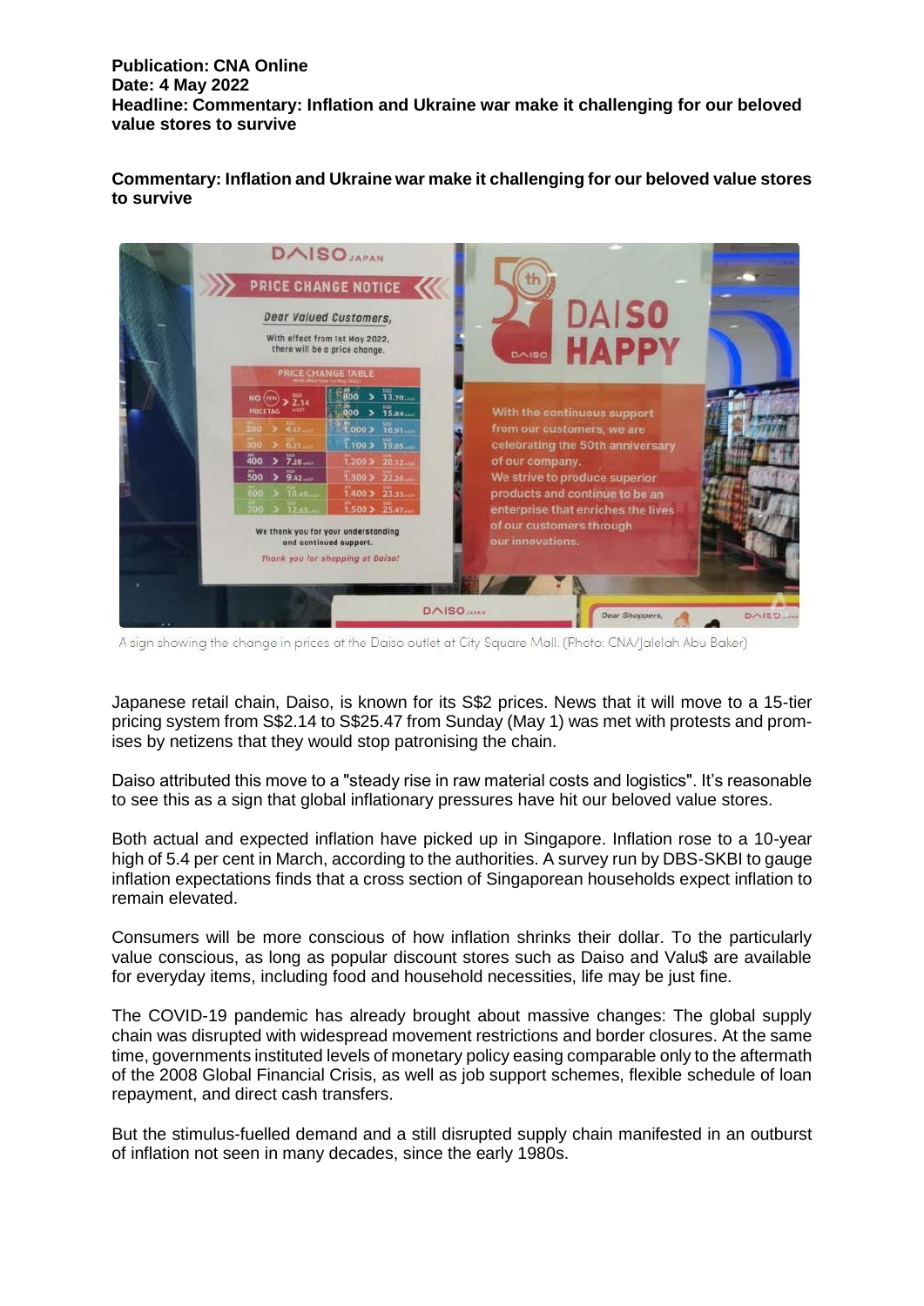**Publication: CNA Online**
**Date: 4 May 2022**
**Headline: Commentary: Inflation and Ukraine war make it challenging for our beloved value stores to survive**

## Commentary: Inflation and Ukraine war make it challenging for our beloved value stores to survive

A sign showing the change in prices at the Daiso outlet at City Square Mall. (Photo: CNA/Jalelah Abu Baker)

Japanese retail chain, Daiso, is known for its S$2 prices. News that it will move to a 15-tier pricing system from S$2.14 to S$25.47 from Sunday (May 1) was met with protests and promises by netizens that they would stop patronising the chain.

Daiso attributed this move to a "steady rise in raw material costs and logistics". It's reasonable to see this as a sign that global inflationary pressures have hit our beloved value stores.

Both actual and expected inflation have picked up in Singapore. Inflation rose to a 10-year high of 5.4 per cent in March, according to the authorities. A survey run by DBS-SKBI to gauge inflation expectations finds that a cross section of Singaporean households expect inflation to remain elevated.

Consumers will be more conscious of how inflation shrinks their dollar. To the particularly value conscious, as long as popular discount stores such as Daiso and Valu$ are available for everyday items, including food and household necessities, life may be just fine.

The COVID-19 pandemic has already brought about massive changes: The global supply chain was disrupted with widespread movement restrictions and border closures. At the same time, governments instituted levels of monetary policy easing comparable only to the aftermath of the 2008 Global Financial Crisis, as well as job support schemes, flexible schedule of loan repayment, and direct cash transfers.

But the stimulus-fuelled demand and a still disrupted supply chain manifested in an outburst of inflation not seen in many decades, since the early 1980s.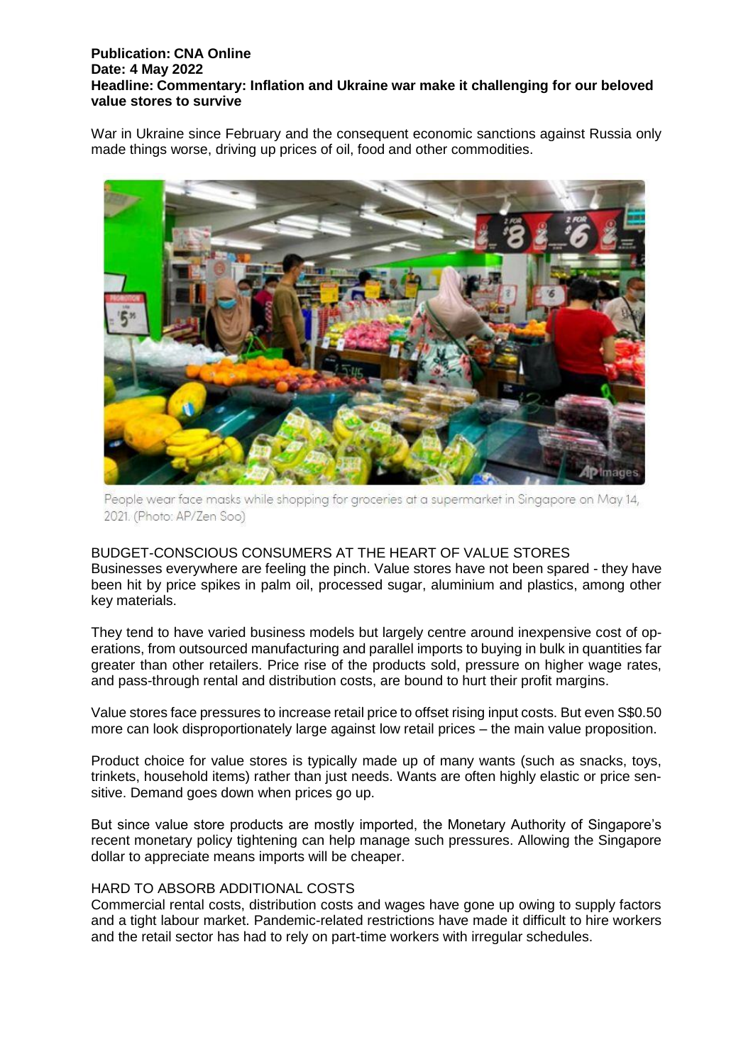**Publication: CNA Online**
**Date: 4 May 2022**
**Headline: Commentary: Inflation and Ukraine war make it challenging for our beloved value stores to survive**

War in Ukraine since February and the consequent economic sanctions against Russia only made things worse, driving up prices of oil, food and other commodities.

People wear face masks while shopping for groceries at a supermarket in Singapore on May 14, 2021. (Photo: AP/Zen Soo)

## BUDGET-CONSCIOUS CONSUMERS AT THE HEART OF VALUE STORES

Businesses everywhere are feeling the pinch. Value stores have not been spared - they have been hit by price spikes in palm oil, processed sugar, aluminium and plastics, among other key materials.

They tend to have varied business models but largely centre around inexpensive cost of operations, from outsourced manufacturing and parallel imports to buying in bulk in quantities far greater than other retailers. Price rise of the products sold, pressure on higher wage rates, and pass-through rental and distribution costs, are bound to hurt their profit margins.

Value stores face pressures to increase retail price to offset rising input costs. But even S$0.50 more can look disproportionately large against low retail prices – the main value proposition.

Product choice for value stores is typically made up of many wants (such as snacks, toys, trinkets, household items) rather than just needs. Wants are often highly elastic or price sensitive. Demand goes down when prices go up.

But since value store products are mostly imported, the Monetary Authority of Singapore's recent monetary policy tightening can help manage such pressures. Allowing the Singapore dollar to appreciate means imports will be cheaper.

## HARD TO ABSORB ADDITIONAL COSTS

Commercial rental costs, distribution costs and wages have gone up owing to supply factors and a tight labour market. Pandemic-related restrictions have made it difficult to hire workers and the retail sector has had to rely on part-time workers with irregular schedules.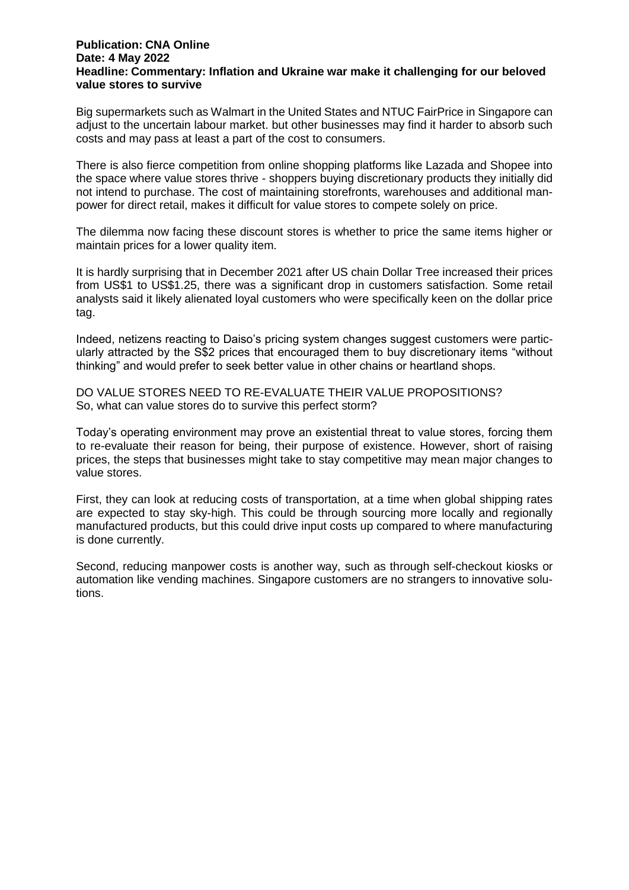**Publication: CNA Online**
**Date: 4 May 2022**
**Headline: Commentary: Inflation and Ukraine war make it challenging for our beloved value stores to survive**

Big supermarkets such as Walmart in the United States and NTUC FairPrice in Singapore can adjust to the uncertain labour market. but other businesses may find it harder to absorb such costs and may pass at least a part of the cost to consumers.

There is also fierce competition from online shopping platforms like Lazada and Shopee into the space where value stores thrive - shoppers buying discretionary products they initially did not intend to purchase. The cost of maintaining storefronts, warehouses and additional manpower for direct retail, makes it difficult for value stores to compete solely on price.

The dilemma now facing these discount stores is whether to price the same items higher or maintain prices for a lower quality item.

It is hardly surprising that in December 2021 after US chain Dollar Tree increased their prices from US$1 to US$1.25, there was a significant drop in customers satisfaction. Some retail analysts said it likely alienated loyal customers who were specifically keen on the dollar price tag.

Indeed, netizens reacting to Daiso's pricing system changes suggest customers were particularly attracted by the S$2 prices that encouraged them to buy discretionary items "without thinking" and would prefer to seek better value in other chains or heartland shops.

DO VALUE STORES NEED TO RE-EVALUATE THEIR VALUE PROPOSITIONS?
So, what can value stores do to survive this perfect storm?

Today's operating environment may prove an existential threat to value stores, forcing them to re-evaluate their reason for being, their purpose of existence. However, short of raising prices, the steps that businesses might take to stay competitive may mean major changes to value stores.

First, they can look at reducing costs of transportation, at a time when global shipping rates are expected to stay sky-high. This could be through sourcing more locally and regionally manufactured products, but this could drive input costs up compared to where manufacturing is done currently.

Second, reducing manpower costs is another way, such as through self-checkout kiosks or automation like vending machines. Singapore customers are no strangers to innovative solutions.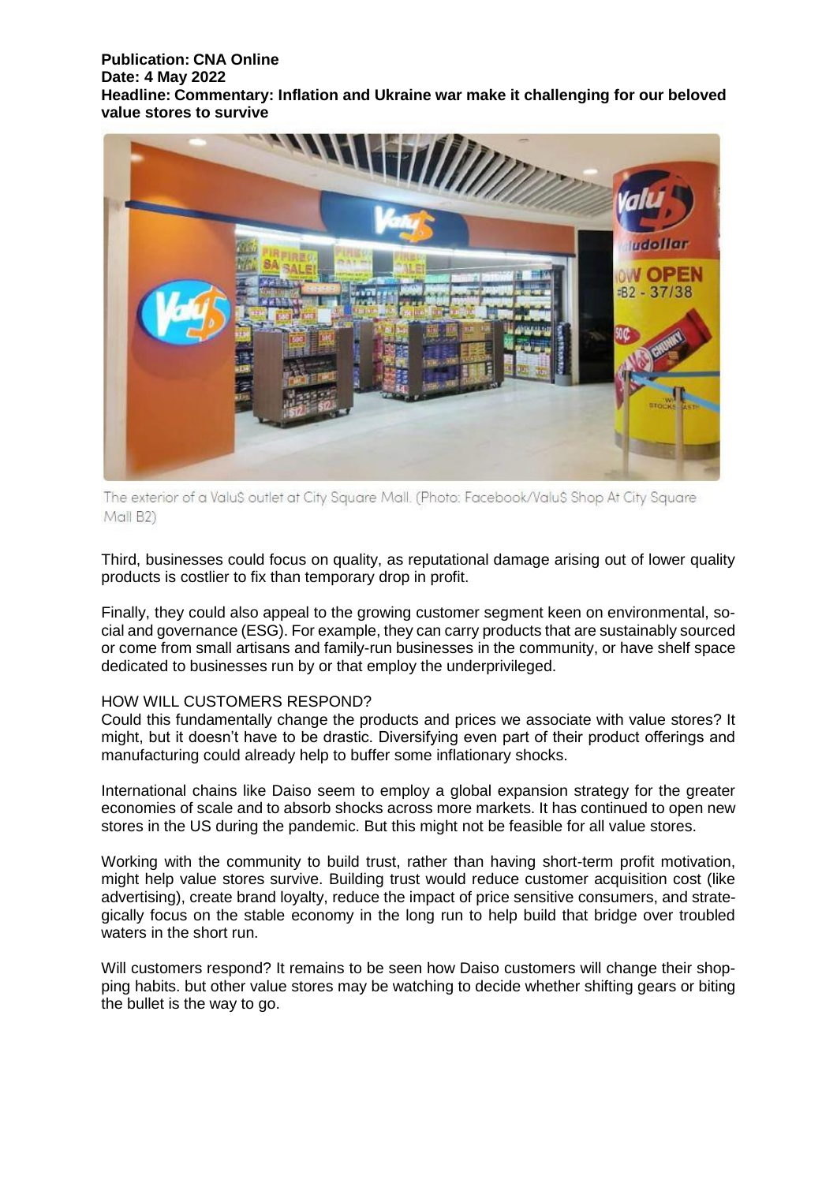**Publication: CNA Online**
**Date: 4 May 2022**
**Headline: Commentary: Inflation and Ukraine war make it challenging for our beloved value stores to survive**

The exterior of a Valu$ outlet at City Square Mall. (Photo: Facebook/Valu$ Shop At City Square Mall B2)

Third, businesses could focus on quality, as reputational damage arising out of lower quality products is costlier to fix than temporary drop in profit.

Finally, they could also appeal to the growing customer segment keen on environmental, social and governance (ESG). For example, they can carry products that are sustainably sourced or come from small artisans and family-run businesses in the community, or have shelf space dedicated to businesses run by or that employ the underprivileged.

HOW WILL CUSTOMERS RESPOND?

Could this fundamentally change the products and prices we associate with value stores? It might, but it doesn't have to be drastic. Diversifying even part of their product offerings and manufacturing could already help to buffer some inflationary shocks.

International chains like Daiso seem to employ a global expansion strategy for the greater economies of scale and to absorb shocks across more markets. It has continued to open new stores in the US during the pandemic. But this might not be feasible for all value stores.

Working with the community to build trust, rather than having short-term profit motivation, might help value stores survive. Building trust would reduce customer acquisition cost (like advertising), create brand loyalty, reduce the impact of price sensitive consumers, and strategically focus on the stable economy in the long run to help build that bridge over troubled waters in the short run.

Will customers respond? It remains to be seen how Daiso customers will change their shopping habits. but other value stores may be watching to decide whether shifting gears or biting the bullet is the way to go.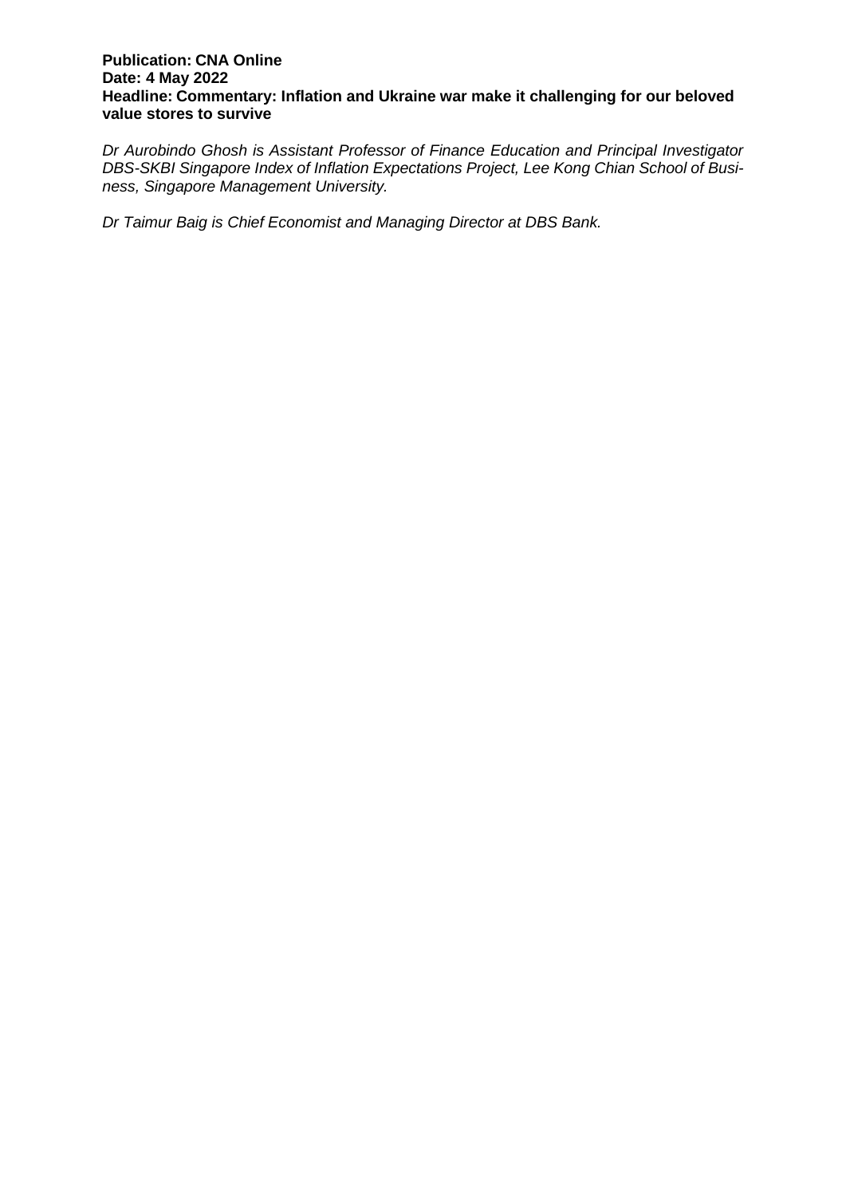**Publication: CNA Online**
**Date: 4 May 2022**
**Headline: Commentary: Inflation and Ukraine war make it challenging for our beloved value stores to survive**

*Dr Aurobindo Ghosh is Assistant Professor of Finance Education and Principal Investigator DBS-SKBI Singapore Index of Inflation Expectations Project, Lee Kong Chian School of Business, Singapore Management University.*

*Dr Taimur Baig is Chief Economist and Managing Director at DBS Bank.*